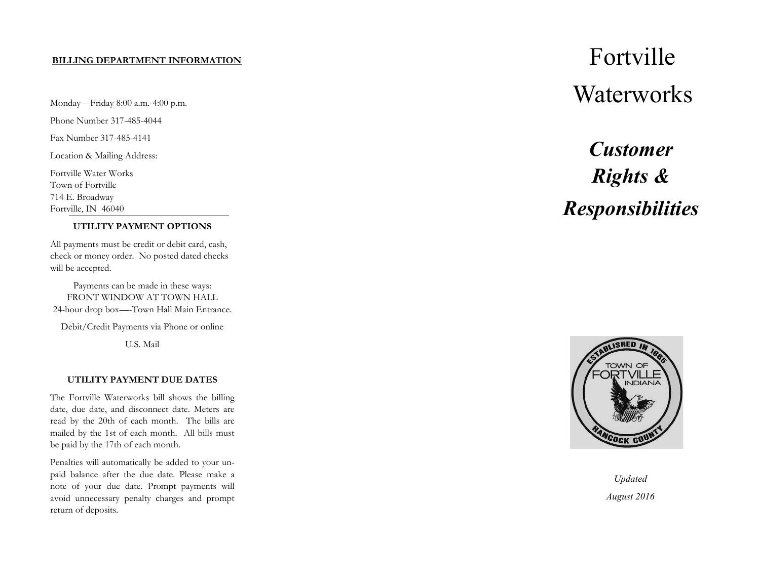## BILLING DEPARTMENT INFORMATION

Monday—Friday 8:00 a.m.-4:00 p.m.

Phone Number 317-485-4044

Fax Number 317-485-4141

Location & Mailing Address:

Fortville Water Works
Town of Fortville
714 E. Broadway
Fortville, IN 46040

### UTILITY PAYMENT OPTIONS

All payments must be credit or debit card, cash, check or money order. No posted dated checks will be accepted.

Payments can be made in these ways:
FRONT WINDOW AT TOWN HALL
24-hour drop box—-Town Hall Main Entrance.

Debit/Credit Payments via Phone or online

U.S. Mail

### UTILITY PAYMENT DUE DATES

The Fortville Waterworks bill shows the billing date, due date, and disconnect date. Meters are read by the 20th of each month. The bills are mailed by the 1st of each month. All bills must be paid by the 17th of each month.

Penalties will automatically be added to your unpaid balance after the due date. Please make a note of your due date. Prompt payments will avoid unnecessary penalty charges and prompt return of deposits.

# Fortville Waterworks

## *Customer Rights & Responsibilities*

ESTABLISHED IN 1865
TOWN OF FORTVILLE INDIANA
HANCOCK COUNTY

*Updated*

*August 2016*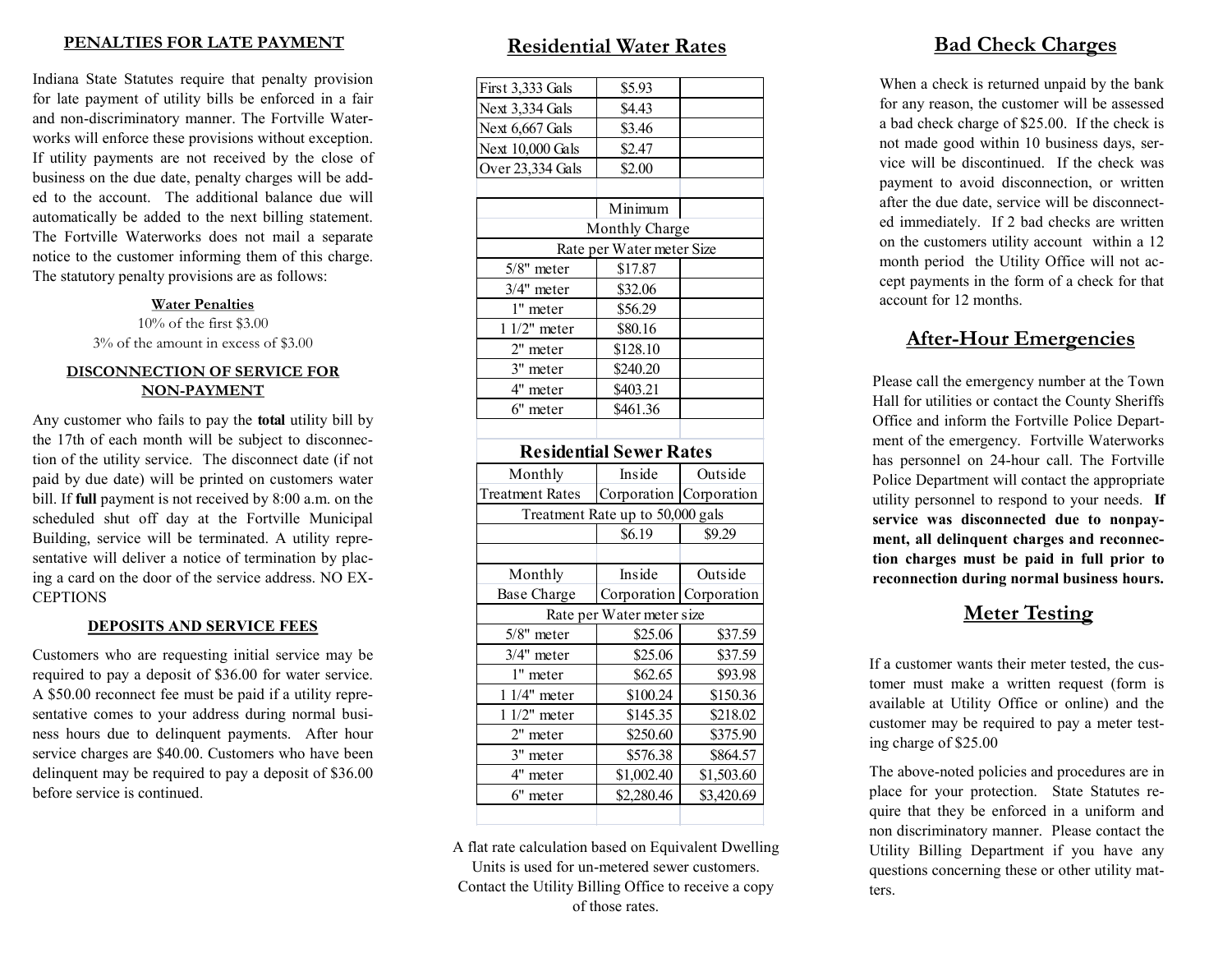## PENALTIES FOR LATE PAYMENT

Indiana State Statutes require that penalty provision for late payment of utility bills be enforced in a fair and non-discriminatory manner. The Fortville Waterworks will enforce these provisions without exception. If utility payments are not received by the close of business on the due date, penalty charges will be added to the account. The additional balance due will automatically be added to the next billing statement. The Fortville Waterworks does not mail a separate notice to the customer informing them of this charge. The statutory penalty provisions are as follows:

**Water Penalties**

10% of the first $3.00

3% of the amount in excess of $3.00

## DISCONNECTION OF SERVICE FOR NON-PAYMENT

Any customer who fails to pay the **total** utility bill by the 17th of each month will be subject to disconnection of the utility service. The disconnect date (if not paid by due date) will be printed on customers water bill. If **full** payment is not received by 8:00 a.m. on the scheduled shut off day at the Fortville Municipal Building, service will be terminated. A utility representative will deliver a notice of termination by placing a card on the door of the service address. NO EXCEPTIONS

## DEPOSITS AND SERVICE FEES

Customers who are requesting initial service may be required to pay a deposit of $36.00 for water service. A $50.00 reconnect fee must be paid if a utility representative comes to your address during normal business hours due to delinquent payments. After hour service charges are $40.00. Customers who have been delinquent may be required to pay a deposit of $36.00 before service is continued.

## Residential Water Rates

| | | |
|---|---|---|
| First 3,333 Gals | $5.93 | |
| Next 3,334 Gals | $4.43 | |
| Next 6,667 Gals | $3.46 | |
| Next 10,000 Gals | $2.47 | |
| Over 23,334 Gals | $2.00 | |

| Minimum Monthly Charge Rate per Water meter Size | | |
|---|---|---|
| 5/8" meter | $17.87 | |
| 3/4" meter | $32.06 | |
| 1" meter | $56.29 | |
| 1 1/2" meter | $80.16 | |
| 2" meter | $128.10 | |
| 3" meter | $240.20 | |
| 4" meter | $403.21 | |
| 6" meter | $461.36 | |

## Residential Sewer Rates

| Monthly Treatment Rates | Inside Corporation | Outside Corporation |
|---|---|---|
| Treatment Rate up to 50,000 gals | | |
| | $6.19 | $9.29 |

| Monthly Base Charge | Inside Corporation | Outside Corporation |
|---|---|---|
| Rate per Water meter size | | |
| 5/8" meter | $25.06 | $37.59 |
| 3/4" meter | $25.06 | $37.59 |
| 1" meter | $62.65 | $93.98 |
| 1 1/4" meter | $100.24 | $150.36 |
| 1 1/2" meter | $145.35 | $218.02 |
| 2" meter | $250.60 | $375.90 |
| 3" meter | $576.38 | $864.57 |
| 4" meter | $1,002.40 | $1,503.60 |
| 6" meter | $2,280.46 | $3,420.69 |

A flat rate calculation based on Equivalent Dwelling Units is used for un-metered sewer customers. Contact the Utility Billing Office to receive a copy of those rates.

## Bad Check Charges

When a check is returned unpaid by the bank for any reason, the customer will be assessed a bad check charge of $25.00. If the check is not made good within 10 business days, service will be discontinued. If the check was payment to avoid disconnection, or written after the due date, service will be disconnected immediately. If 2 bad checks are written on the customers utility account within a 12 month period the Utility Office will not accept payments in the form of a check for that account for 12 months.

## After-Hour Emergencies

Please call the emergency number at the Town Hall for utilities or contact the County Sheriffs Office and inform the Fortville Police Department of the emergency. Fortville Waterworks has personnel on 24-hour call. The Fortville Police Department will contact the appropriate utility personnel to respond to your needs. **If service was disconnected due to nonpayment, all delinquent charges and reconnection charges must be paid in full prior to reconnection during normal business hours.**

## Meter Testing

If a customer wants their meter tested, the customer must make a written request (form is available at Utility Office or online) and the customer may be required to pay a meter testing charge of $25.00

The above-noted policies and procedures are in place for your protection. State Statutes require that they be enforced in a uniform and non discriminatory manner. Please contact the Utility Billing Department if you have any questions concerning these or other utility matters.